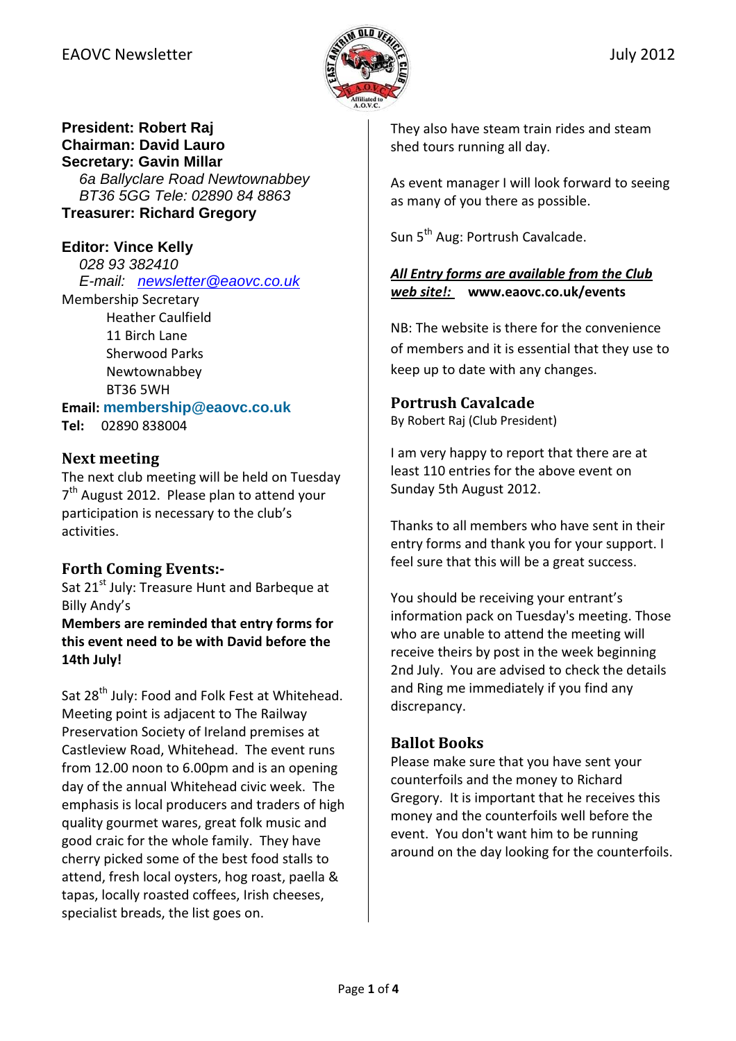**President: Robert Raj**
**Chairman: David Lauro**
**Secretary: Gavin Millar**
*6a Ballyclare Road Newtownabbey*
*BT36 5GG Tele: 02890 84 8863*
**Treasurer: Richard Gregory**

**Editor: Vince Kelly**
*028 93 382410*
*E-mail: newsletter@eaovc.co.uk*

Membership Secretary
Heather Caulfield
11 Birch Lane
Sherwood Parks
Newtownabbey
BT36 5WH

**Email: membership@eaovc.co.uk**
**Tel:** 02890 838004

## Next meeting

The next club meeting will be held on Tuesday 7th August 2012. Please plan to attend your participation is necessary to the club's activities.

## Forth Coming Events:-

Sat 21st July: Treasure Hunt and Barbeque at Billy Andy's

**Members are reminded that entry forms for this event need to be with David before the 14th July!**

Sat 28th July: Food and Folk Fest at Whitehead. Meeting point is adjacent to The Railway Preservation Society of Ireland premises at Castleview Road, Whitehead. The event runs from 12.00 noon to 6.00pm and is an opening day of the annual Whitehead civic week. The emphasis is local producers and traders of high quality gourmet wares, great folk music and good craic for the whole family. They have cherry picked some of the best food stalls to attend, fresh local oysters, hog roast, paella & tapas, locally roasted coffees, Irish cheeses, specialist breads, the list goes on.

They also have steam train rides and steam shed tours running all day.

As event manager I will look forward to seeing as many of you there as possible.

Sun 5th Aug: Portrush Cavalcade.

***All Entry forms are available from the Club web site!:*** **www.eaovc.co.uk/events**

NB: The website is there for the convenience of members and it is essential that they use to keep up to date with any changes.

## Portrush Cavalcade

By Robert Raj (Club President)

I am very happy to report that there are at least 110 entries for the above event on Sunday 5th August 2012.

Thanks to all members who have sent in their entry forms and thank you for your support. I feel sure that this will be a great success.

You should be receiving your entrant's information pack on Tuesday's meeting. Those who are unable to attend the meeting will receive theirs by post in the week beginning 2nd July. You are advised to check the details and Ring me immediately if you find any discrepancy.

## Ballot Books

Please make sure that you have sent your counterfoils and the money to Richard Gregory. It is important that he receives this money and the counterfoils well before the event. You don't want him to be running around on the day looking for the counterfoils.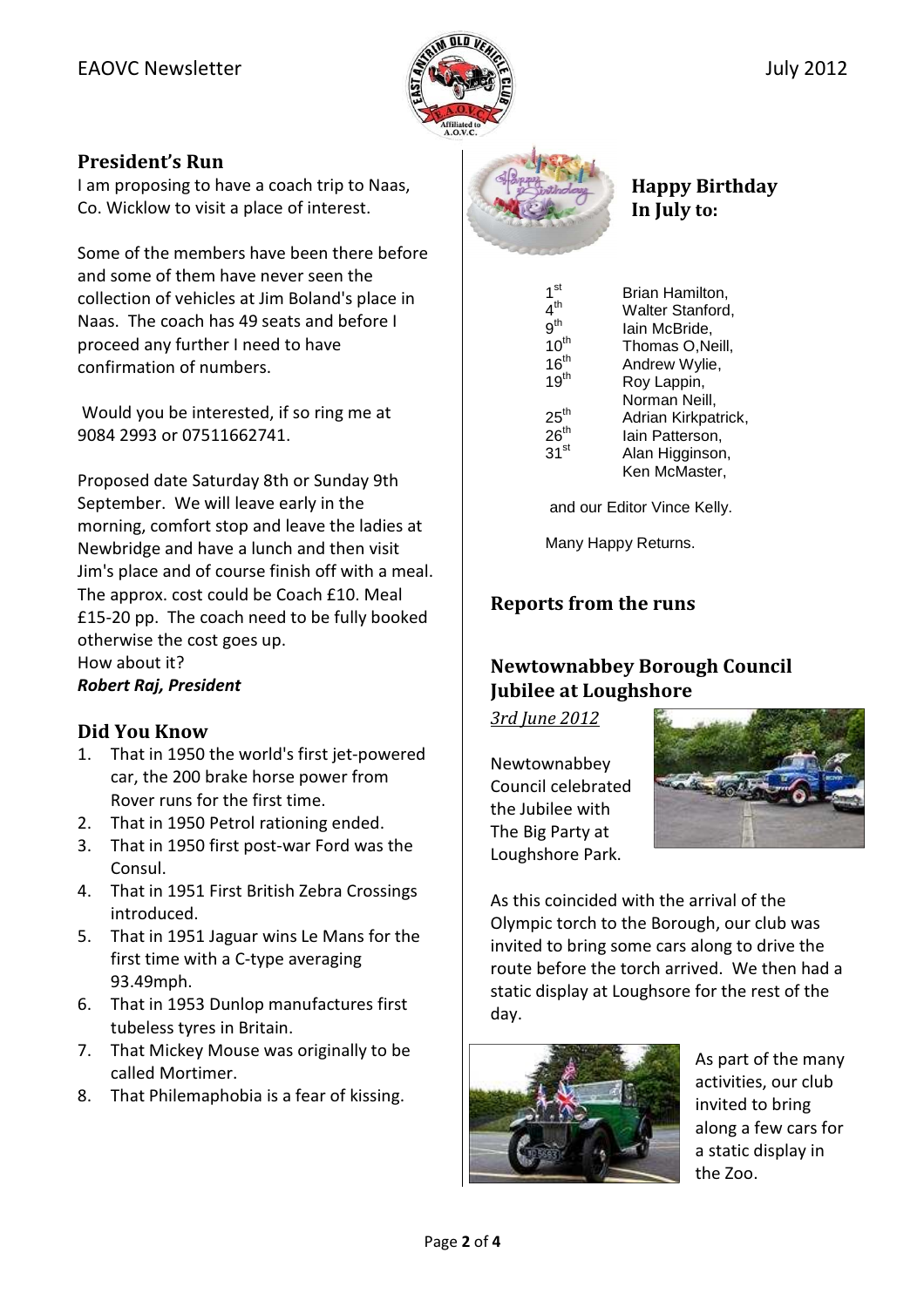## President's Run

I am proposing to have a coach trip to Naas, Co. Wicklow to visit a place of interest.

Some of the members have been there before and some of them have never seen the collection of vehicles at Jim Boland's place in Naas. The coach has 49 seats and before I proceed any further I need to have confirmation of numbers.

Would you be interested, if so ring me at 9084 2993 or 07511662741.

Proposed date Saturday 8th or Sunday 9th September. We will leave early in the morning, comfort stop and leave the ladies at Newbridge and have a lunch and then visit Jim's place and of course finish off with a meal. The approx. cost could be Coach £10. Meal £15-20 pp. The coach need to be fully booked otherwise the cost goes up.
How about it?
***Robert Raj, President***

## Did You Know

1. That in 1950 the world's first jet-powered car, the 200 brake horse power from Rover runs for the first time.
2. That in 1950 Petrol rationing ended.
3. That in 1950 first post-war Ford was the Consul.
4. That in 1951 First British Zebra Crossings introduced.
5. That in 1951 Jaguar wins Le Mans for the first time with a C-type averaging 93.49mph.
6. That in 1953 Dunlop manufactures first tubeless tyres in Britain.
7. That Mickey Mouse was originally to be called Mortimer.
8. That Philemaphobia is a fear of kissing.

## Happy Birthday In July to:

| | |
|---|---|
| 1st | Brian Hamilton, |
| 4th | Walter Stanford, |
| 9th | Iain McBride, |
| 10th | Thomas O,Neill, |
| 16th | Andrew Wylie, |
| 19th | Roy Lappin, |
| | Norman Neill, |
| 25th | Adrian Kirkpatrick, |
| 26th | Iain Patterson, |
| 31st | Alan Higginson, |
| | Ken McMaster, |

and our Editor Vince Kelly.

Many Happy Returns.

## Reports from the runs

### Newtownabbey Borough Council Jubilee at Loughshore

*3rd June 2012*

Newtownabbey Council celebrated the Jubilee with The Big Party at Loughshore Park.

As this coincided with the arrival of the Olympic torch to the Borough, our club was invited to bring some cars along to drive the route before the torch arrived. We then had a static display at Loughsore for the rest of the day.

As part of the many activities, our club invited to bring along a few cars for a static display in the Zoo.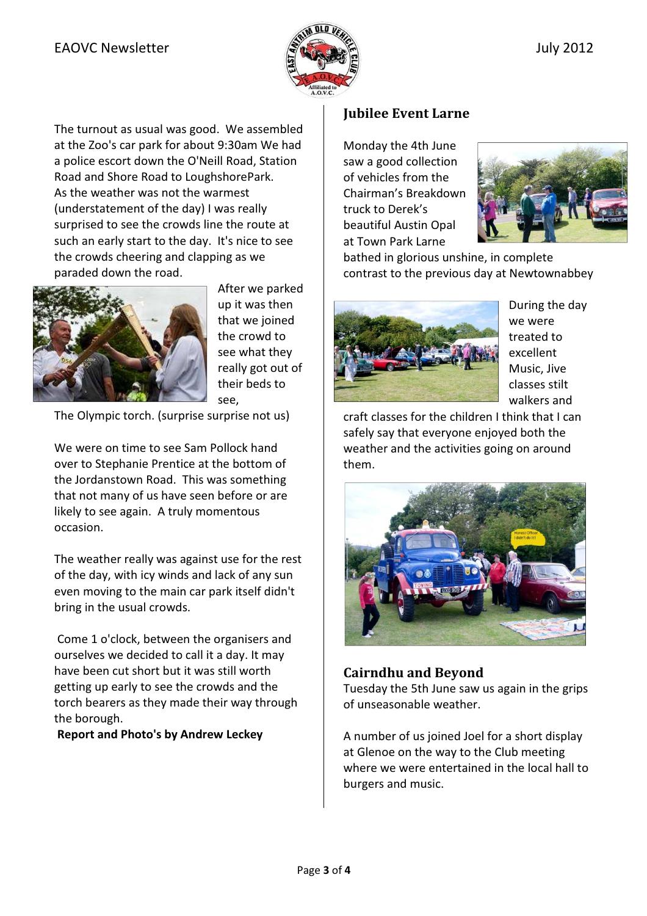The turnout as usual was good. We assembled at the Zoo's car park for about 9:30am We had a police escort down the O'Neill Road, Station Road and Shore Road to LoughshorePark. As the weather was not the warmest (understatement of the day) I was really surprised to see the crowds line the route at such an early start to the day. It's nice to see the crowds cheering and clapping as we paraded down the road.

After we parked up it was then that we joined the crowd to see what they really got out of their beds to see,

The Olympic torch. (surprise surprise not us)

We were on time to see Sam Pollock hand over to Stephanie Prentice at the bottom of the Jordanstown Road. This was something that not many of us have seen before or are likely to see again. A truly momentous occasion.

The weather really was against use for the rest of the day, with icy winds and lack of any sun even moving to the main car park itself didn't bring in the usual crowds.

Come 1 o'clock, between the organisers and ourselves we decided to call it a day. It may have been cut short but it was still worth getting up early to see the crowds and the torch bearers as they made their way through the borough.

**Report and Photo's by Andrew Leckey**

## Jubilee Event Larne

Monday the 4th June saw a good collection of vehicles from the Chairman's Breakdown truck to Derek's beautiful Austin Opal at Town Park Larne bathed in glorious unshine, in complete contrast to the previous day at Newtownabbey

During the day we were treated to excellent Music, Jive classes stilt walkers and craft classes for the children I think that I can safely say that everyone enjoyed both the weather and the activities going on around them.

## Cairndhu and Beyond

Tuesday the 5th June saw us again in the grips of unseasonable weather.

A number of us joined Joel for a short display at Glenoe on the way to the Club meeting where we were entertained in the local hall to burgers and music.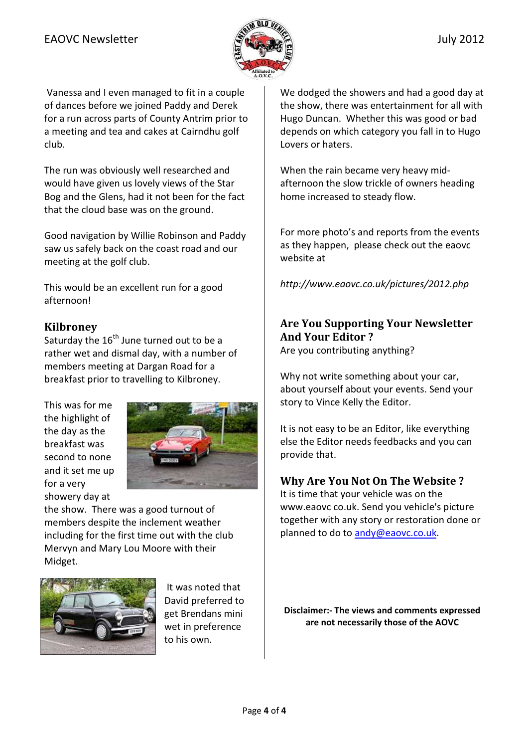Vanessa and I even managed to fit in a couple of dances before we joined Paddy and Derek for a run across parts of County Antrim prior to a meeting and tea and cakes at Cairndhu golf club.

The run was obviously well researched and would have given us lovely views of the Star Bog and the Glens, had it not been for the fact that the cloud base was on the ground.

Good navigation by Willie Robinson and Paddy saw us safely back on the coast road and our meeting at the golf club.

This would be an excellent run for a good afternoon!

## Kilbroney

Saturday the 16th June turned out to be a rather wet and dismal day, with a number of members meeting at Dargan Road for a breakfast prior to travelling to Kilbroney.

This was for me the highlight of the day as the breakfast was second to none and it set me up for a very showery day at the show. There was a good turnout of members despite the inclement weather including for the first time out with the club Mervyn and Mary Lou Moore with their Midget.

It was noted that David preferred to get Brendans mini wet in preference to his own.

We dodged the showers and had a good day at the show, there was entertainment for all with Hugo Duncan. Whether this was good or bad depends on which category you fall in to Hugo Lovers or haters.

When the rain became very heavy mid-afternoon the slow trickle of owners heading home increased to steady flow.

For more photo's and reports from the events as they happen, please check out the eaovc website at

*http://www.eaovc.co.uk/pictures/2012.php*

## Are You Supporting Your Newsletter And Your Editor ?

Are you contributing anything?

Why not write something about your car, about yourself about your events. Send your story to Vince Kelly the Editor.

It is not easy to be an Editor, like everything else the Editor needs feedbacks and you can provide that.

## Why Are You Not On The Website ?

It is time that your vehicle was on the www.eaovc co.uk. Send you vehicle's picture together with any story or restoration done or planned to do to andy@eaovc.co.uk.

**Disclaimer:- The views and comments expressed are not necessarily those of the AOVC**